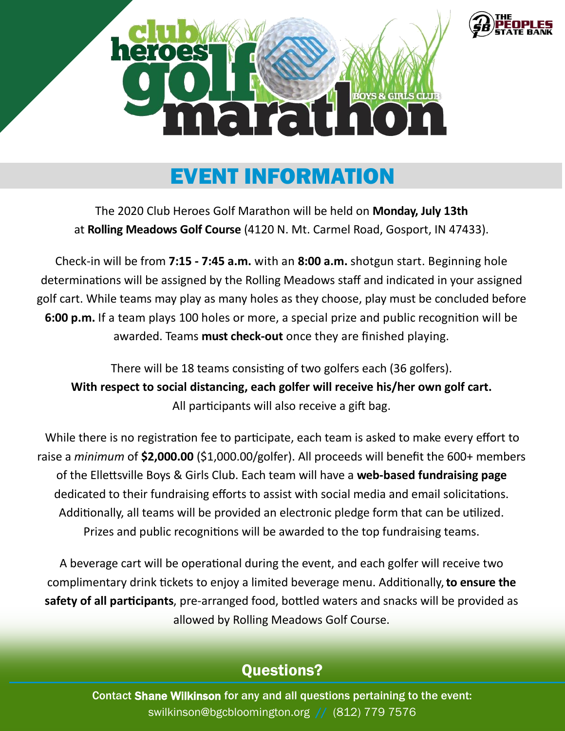# club heroes golf marathon

BOYS & GIRLS CLUB

THE PEOPLES STATE BANK

## EVENT INFORMATION

The 2020 Club Heroes Golf Marathon will be held on **Monday, July 13th** at **Rolling Meadows Golf Course** (4120 N. Mt. Carmel Road, Gosport, IN 47433).

Check-in will be from **7:15 - 7:45 a.m.** with an **8:00 a.m.** shotgun start. Beginning hole determinations will be assigned by the Rolling Meadows staff and indicated in your assigned golf cart. While teams may play as many holes as they choose, play must be concluded before **6:00 p.m.** If a team plays 100 holes or more, a special prize and public recognition will be awarded. Teams **must check-out** once they are finished playing.

There will be 18 teams consisting of two golfers each (36 golfers).
**With respect to social distancing, each golfer will receive his/her own golf cart.**
All participants will also receive a gift bag.

While there is no registration fee to participate, each team is asked to make every effort to raise a *minimum* of **$2,000.00** ($1,000.00/golfer). All proceeds will benefit the 600+ members of the Ellettsville Boys & Girls Club. Each team will have a **web-based fundraising page** dedicated to their fundraising efforts to assist with social media and email solicitations. Additionally, all teams will be provided an electronic pledge form that can be utilized. Prizes and public recognitions will be awarded to the top fundraising teams.

A beverage cart will be operational during the event, and each golfer will receive two complimentary drink tickets to enjoy a limited beverage menu. Additionally, **to ensure the safety of all participants**, pre-arranged food, bottled waters and snacks will be provided as allowed by Rolling Meadows Golf Course.

## Questions?

**Contact Shane Wilkinson for any and all questions pertaining to the event:**
swilkinson@bgcbloomington.org // (812) 779 7576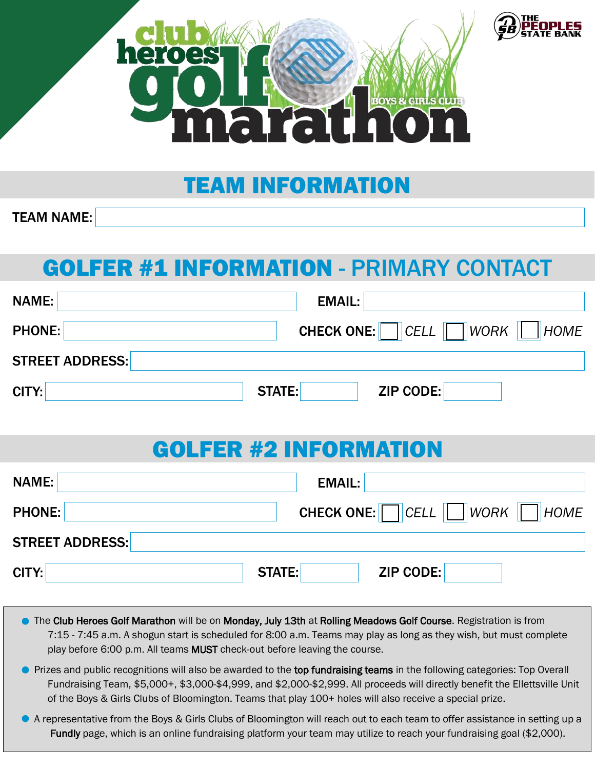club heroes golf marathon

BOYS & GIRLS CLUB

THE PEOPLES STATE BANK

## TEAM INFORMATION

TEAM NAME:

## GOLFER #1 INFORMATION - PRIMARY CONTACT

NAME: EMAIL:

PHONE: CHECK ONE: ☐ *CELL* ☐ *WORK* ☐ *HOME*

STREET ADDRESS:

CITY: STATE: ZIP CODE:

## GOLFER #2 INFORMATION

NAME: EMAIL:

PHONE: CHECK ONE: ☐ *CELL* ☐ *WORK* ☐ *HOME*

STREET ADDRESS:

CITY: STATE: ZIP CODE:

- The **Club Heroes Golf Marathon** will be on **Monday, July 13th** at **Rolling Meadows Golf Course**. Registration is from 7:15 - 7:45 a.m. A shogun start is scheduled for 8:00 a.m. Teams may play as long as they wish, but must complete play before 6:00 p.m. All teams **MUST** check-out before leaving the course.
- Prizes and public recognitions will also be awarded to the **top fundraising teams** in the following categories: Top Overall Fundraising Team, $5,000+, $3,000-$4,999, and $2,000-$2,999. All proceeds will directly benefit the Ellettsville Unit of the Boys & Girls Clubs of Bloomington. Teams that play 100+ holes will also receive a special prize.
- A representative from the Boys & Girls Clubs of Bloomington will reach out to each team to offer assistance in setting up a **Fundly** page, which is an online fundraising platform your team may utilize to reach your fundraising goal ($2,000).